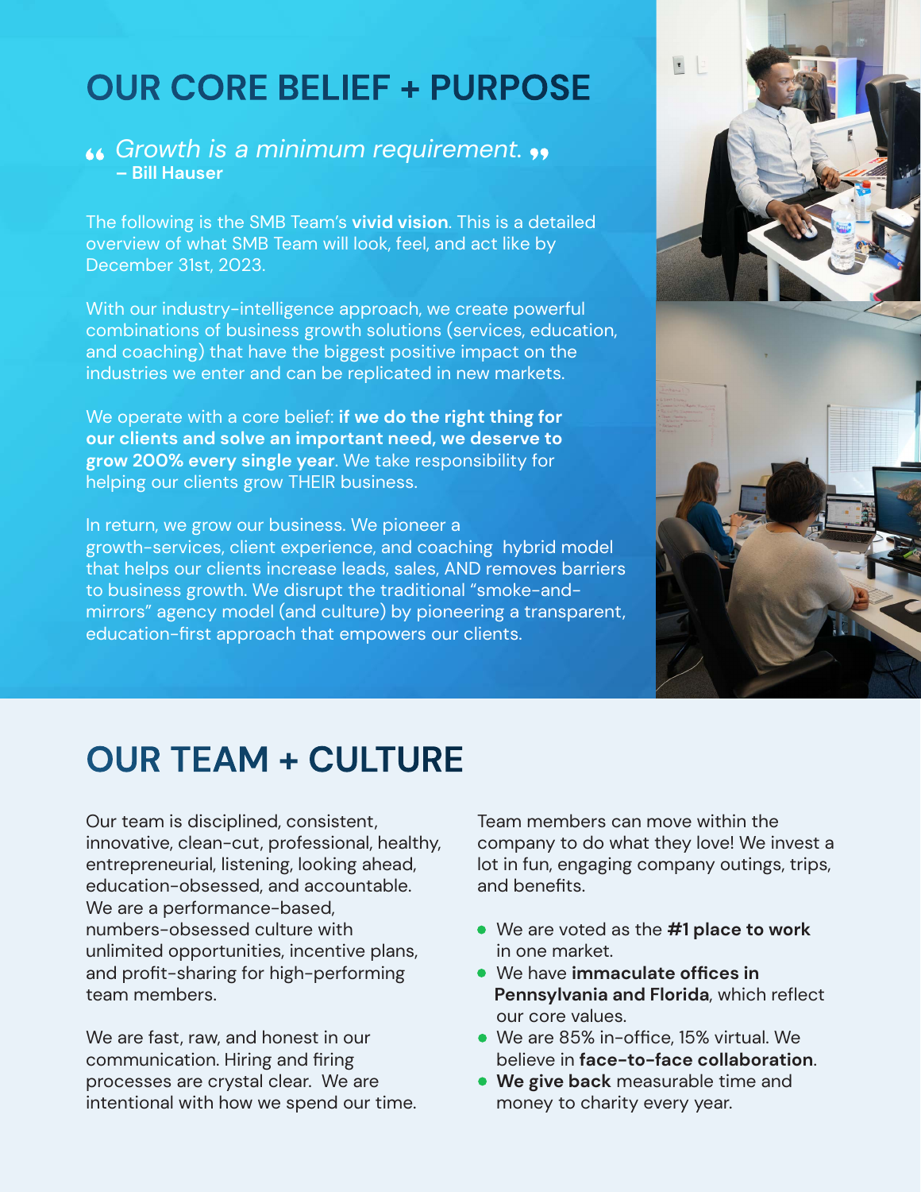# OUR CORE BELIEF + PURPOSE

> *"Growth is a minimum requirement."*
> **– Bill Hauser**

The following is the SMB Team's **vivid vision**. This is a detailed overview of what SMB Team will look, feel, and act like by December 31st, 2023.

With our industry-intelligence approach, we create powerful combinations of business growth solutions (services, education, and coaching) that have the biggest positive impact on the industries we enter and can be replicated in new markets.

We operate with a core belief: **if we do the right thing for our clients and solve an important need, we deserve to grow 200% every single year**. We take responsibility for helping our clients grow THEIR business.

In return, we grow our business. We pioneer a growth-services, client experience, and coaching hybrid model that helps our clients increase leads, sales, AND removes barriers to business growth. We disrupt the traditional "smoke-and-mirrors" agency model (and culture) by pioneering a transparent, education-first approach that empowers our clients.

# OUR TEAM + CULTURE

Our team is disciplined, consistent, innovative, clean-cut, professional, healthy, entrepreneurial, listening, looking ahead, education-obsessed, and accountable. We are a performance-based, numbers-obsessed culture with unlimited opportunities, incentive plans, and profit-sharing for high-performing team members.

We are fast, raw, and honest in our communication. Hiring and firing processes are crystal clear. We are intentional with how we spend our time.

Team members can move within the company to do what they love! We invest a lot in fun, engaging company outings, trips, and benefits.

- We are voted as the **#1 place to work** in one market.
- We have **immaculate offices in Pennsylvania and Florida**, which reflect our core values.
- We are 85% in-office, 15% virtual. We believe in **face-to-face collaboration**.
- **We give back** measurable time and money to charity every year.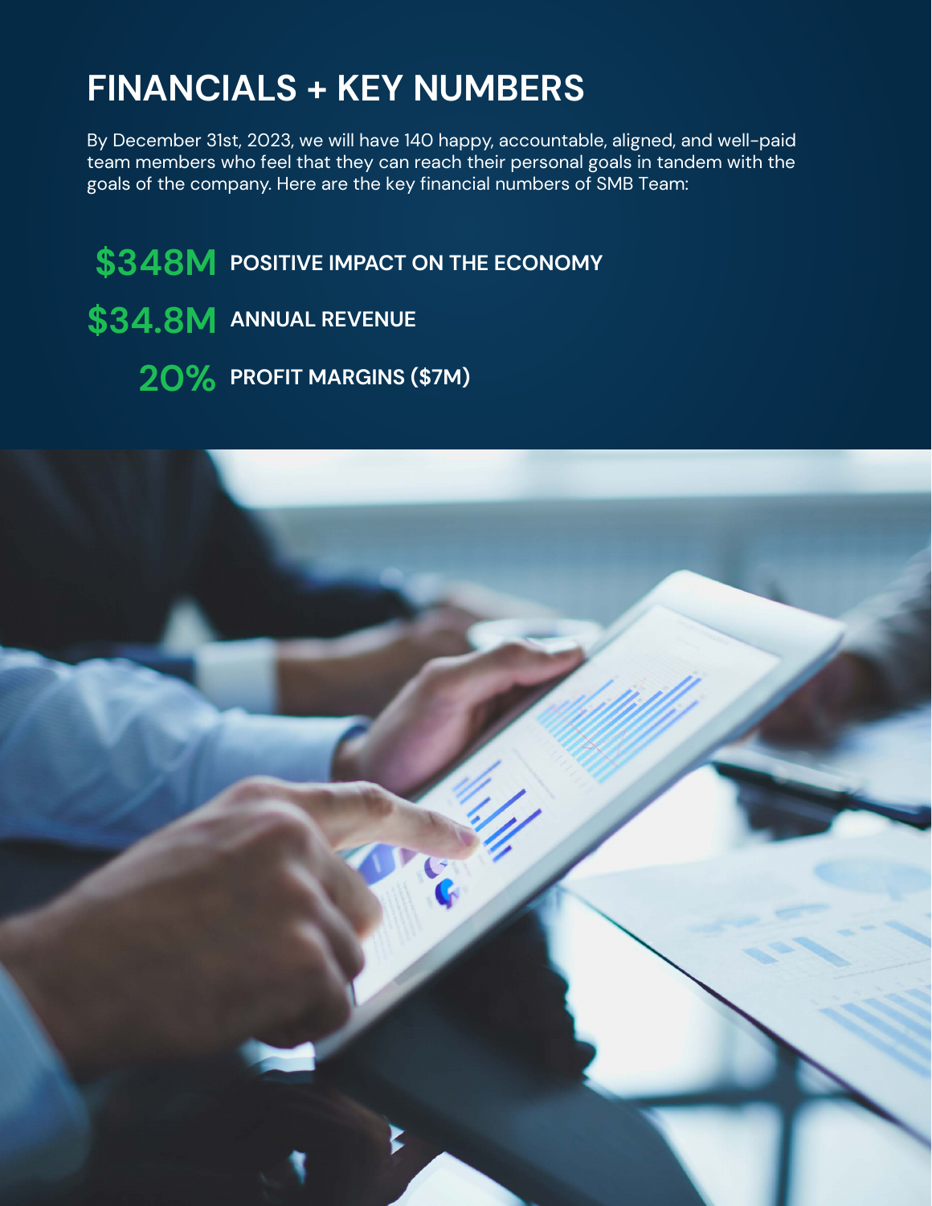# FINANCIALS + KEY NUMBERS

By December 31st, 2023, we will have 140 happy, accountable, aligned, and well-paid team members who feel that they can reach their personal goals in tandem with the goals of the company. Here are the key financial numbers of SMB Team:

**$348M** POSITIVE IMPACT ON THE ECONOMY

**$34.8M** ANNUAL REVENUE

**20%** PROFIT MARGINS ($7M)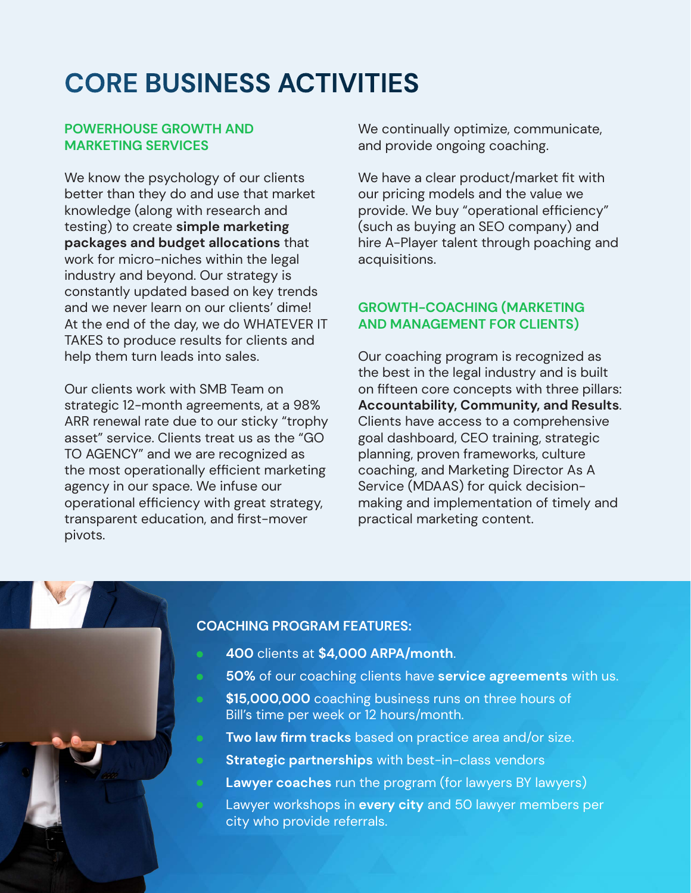# CORE BUSINESS ACTIVITIES

## POWERHOUSE GROWTH AND MARKETING SERVICES

We know the psychology of our clients better than they do and use that market knowledge (along with research and testing) to create **simple marketing packages and budget allocations** that work for micro-niches within the legal industry and beyond. Our strategy is constantly updated based on key trends and we never learn on our clients' dime! At the end of the day, we do WHATEVER IT TAKES to produce results for clients and help them turn leads into sales.

Our clients work with SMB Team on strategic 12-month agreements, at a 98% ARR renewal rate due to our sticky "trophy asset" service. Clients treat us as the "GO TO AGENCY" and we are recognized as the most operationally efficient marketing agency in our space. We infuse our operational efficiency with great strategy, transparent education, and first-mover pivots.

We continually optimize, communicate, and provide ongoing coaching.

We have a clear product/market fit with our pricing models and the value we provide. We buy "operational efficiency" (such as buying an SEO company) and hire A-Player talent through poaching and acquisitions.

## GROWTH-COACHING (MARKETING AND MANAGEMENT FOR CLIENTS)

Our coaching program is recognized as the best in the legal industry and is built on fifteen core concepts with three pillars: **Accountability, Community, and Results**. Clients have access to a comprehensive goal dashboard, CEO training, strategic planning, proven frameworks, culture coaching, and Marketing Director As A Service (MDAAS) for quick decision-making and implementation of timely and practical marketing content.

### COACHING PROGRAM FEATURES:

- **400** clients at **$4,000 ARPA/month**.
- **50%** of our coaching clients have **service agreements** with us.
- **$15,000,000** coaching business runs on three hours of Bill's time per week or 12 hours/month.
- **Two law firm tracks** based on practice area and/or size.
- **Strategic partnerships** with best-in-class vendors
- **Lawyer coaches** run the program (for lawyers BY lawyers)
- Lawyer workshops in **every city** and 50 lawyer members per city who provide referrals.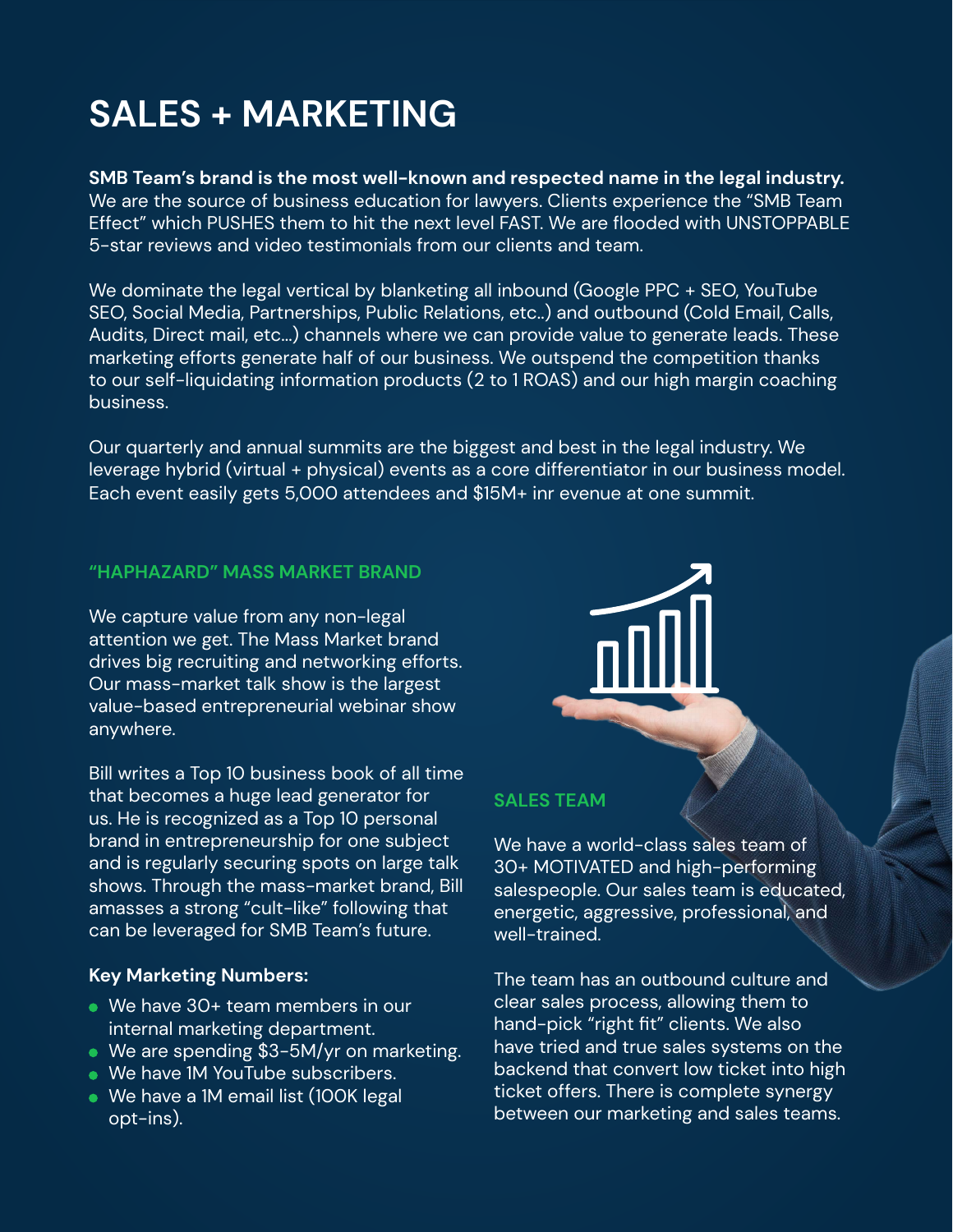# SALES + MARKETING

**SMB Team's brand is the most well-known and respected name in the legal industry.** We are the source of business education for lawyers. Clients experience the "SMB Team Effect" which PUSHES them to hit the next level FAST. We are flooded with UNSTOPPABLE 5-star reviews and video testimonials from our clients and team.

We dominate the legal vertical by blanketing all inbound (Google PPC + SEO, YouTube SEO, Social Media, Partnerships, Public Relations, etc..) and outbound (Cold Email, Calls, Audits, Direct mail, etc...) channels where we can provide value to generate leads. These marketing efforts generate half of our business. We outspend the competition thanks to our self-liquidating information products (2 to 1 ROAS) and our high margin coaching business.

Our quarterly and annual summits are the biggest and best in the legal industry. We leverage hybrid (virtual + physical) events as a core differentiator in our business model. Each event easily gets 5,000 attendees and $15M+ inr evenue at one summit.

## "HAPHAZARD" MASS MARKET BRAND

We capture value from any non-legal attention we get. The Mass Market brand drives big recruiting and networking efforts. Our mass-market talk show is the largest value-based entrepreneurial webinar show anywhere.

Bill writes a Top 10 business book of all time that becomes a huge lead generator for us. He is recognized as a Top 10 personal brand in entrepreneurship for one subject and is regularly securing spots on large talk shows. Through the mass-market brand, Bill amasses a strong "cult-like" following that can be leveraged for SMB Team's future.

**Key Marketing Numbers:**

- We have 30+ team members in our internal marketing department.
- We are spending $3-5M/yr on marketing.
- We have 1M YouTube subscribers.
- We have a 1M email list (100K legal opt-ins).

## SALES TEAM

We have a world-class sales team of 30+ MOTIVATED and high-performing salespeople. Our sales team is educated, energetic, aggressive, professional, and well-trained.

The team has an outbound culture and clear sales process, allowing them to hand-pick "right fit" clients. We also have tried and true sales systems on the backend that convert low ticket into high ticket offers. There is complete synergy between our marketing and sales teams.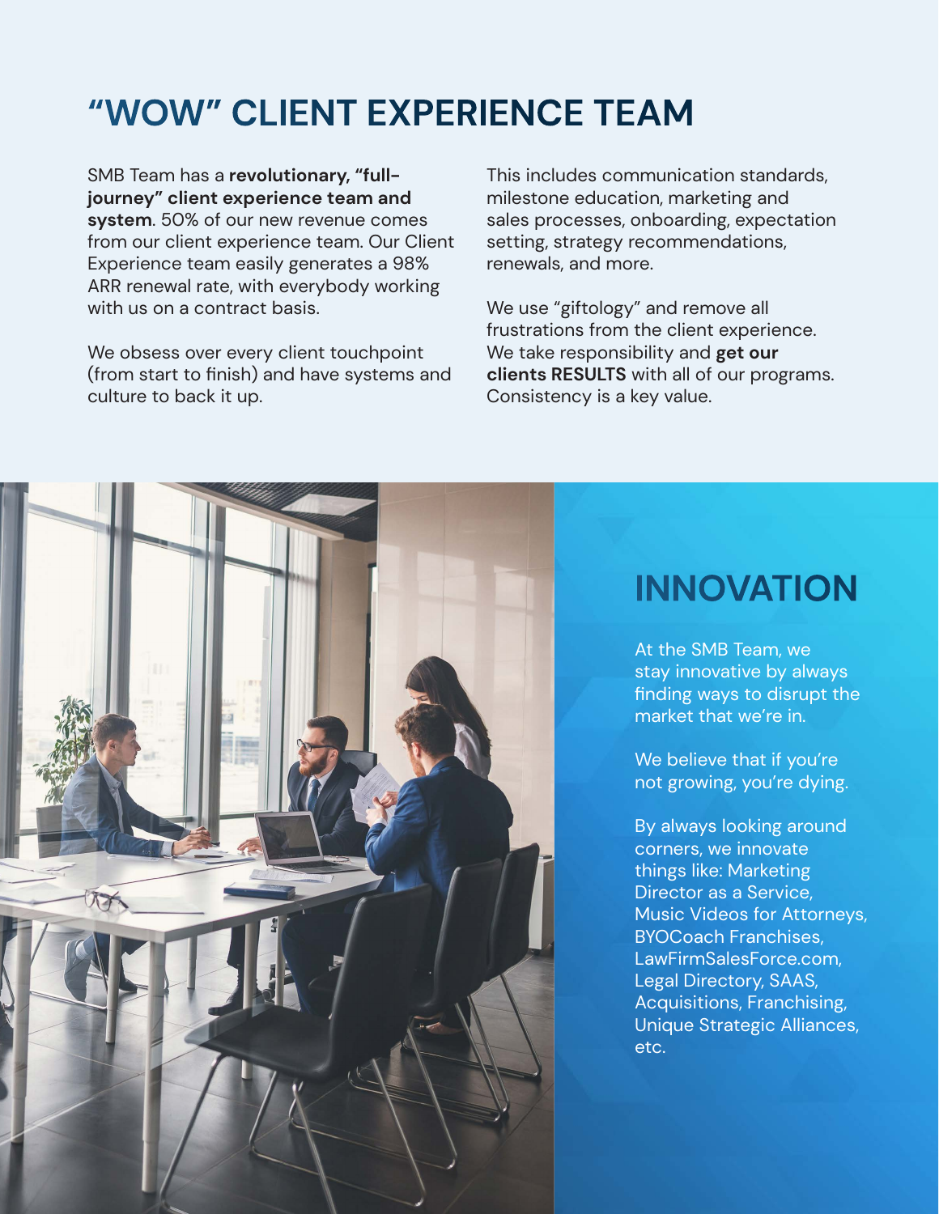# "WOW" CLIENT EXPERIENCE TEAM

SMB Team has a **revolutionary, "full-journey" client experience team and system**. 50% of our new revenue comes from our client experience team. Our Client Experience team easily generates a 98% ARR renewal rate, with everybody working with us on a contract basis.

We obsess over every client touchpoint (from start to finish) and have systems and culture to back it up.

This includes communication standards, milestone education, marketing and sales processes, onboarding, expectation setting, strategy recommendations, renewals, and more.

We use "giftology" and remove all frustrations from the client experience. We take responsibility and **get our clients RESULTS** with all of our programs. Consistency is a key value.

## INNOVATION

At the SMB Team, we stay innovative by always finding ways to disrupt the market that we're in.

We believe that if you're not growing, you're dying.

By always looking around corners, we innovate things like: Marketing Director as a Service, Music Videos for Attorneys, BYOCoach Franchises, LawFirmSalesForce.com, Legal Directory, SAAS, Acquisitions, Franchising, Unique Strategic Alliances, etc.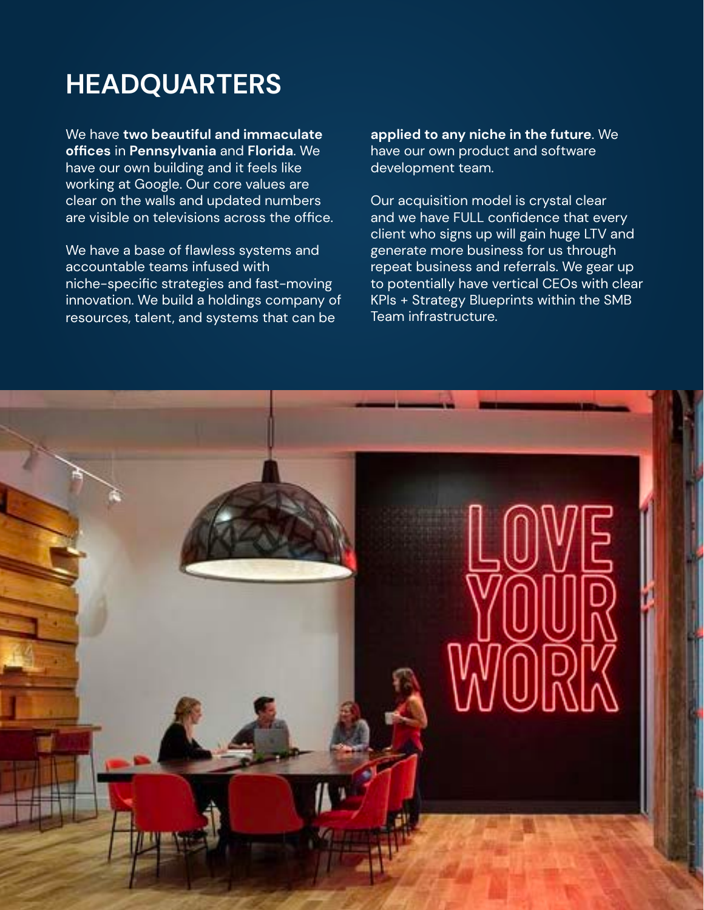# HEADQUARTERS

We have **two beautiful and immaculate offices** in **Pennsylvania** and **Florida**. We have our own building and it feels like working at Google. Our core values are clear on the walls and updated numbers are visible on televisions across the office.

We have a base of flawless systems and accountable teams infused with niche-specific strategies and fast-moving innovation. We build a holdings company of resources, talent, and systems that can be **applied to any niche in the future**. We have our own product and software development team.

Our acquisition model is crystal clear and we have FULL confidence that every client who signs up will gain huge LTV and generate more business for us through repeat business and referrals. We gear up to potentially have vertical CEOs with clear KPIs + Strategy Blueprints within the SMB Team infrastructure.